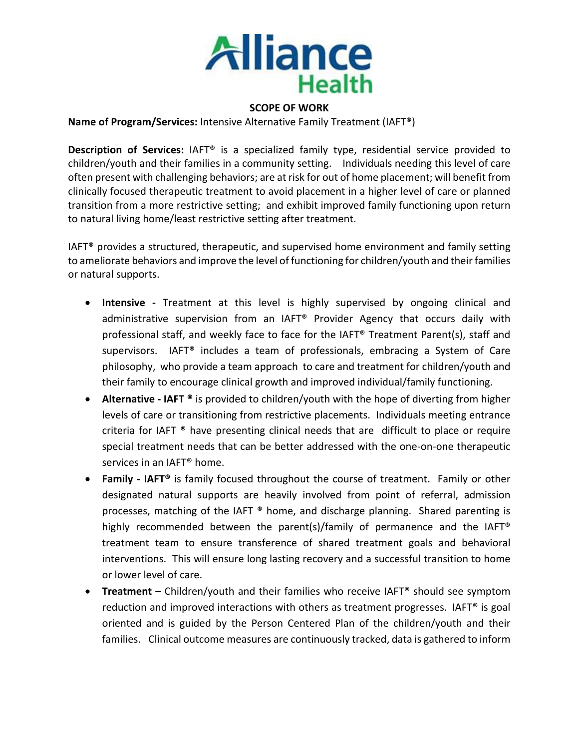Alliance Health

## SCOPE OF WORK

**Name of Program/Services:** Intensive Alternative Family Treatment (IAFT®)

**Description of Services:** IAFT® is a specialized family type, residential service provided to children/youth and their families in a community setting. Individuals needing this level of care often present with challenging behaviors; are at risk for out of home placement; will benefit from clinically focused therapeutic treatment to avoid placement in a higher level of care or planned transition from a more restrictive setting; and exhibit improved family functioning upon return to natural living home/least restrictive setting after treatment.

IAFT® provides a structured, therapeutic, and supervised home environment and family setting to ameliorate behaviors and improve the level of functioning for children/youth and their families or natural supports.

- **Intensive -** Treatment at this level is highly supervised by ongoing clinical and administrative supervision from an IAFT® Provider Agency that occurs daily with professional staff, and weekly face to face for the IAFT® Treatment Parent(s), staff and supervisors. IAFT® includes a team of professionals, embracing a System of Care philosophy, who provide a team approach to care and treatment for children/youth and their family to encourage clinical growth and improved individual/family functioning.
- **Alternative - IAFT ®** is provided to children/youth with the hope of diverting from higher levels of care or transitioning from restrictive placements. Individuals meeting entrance criteria for IAFT ® have presenting clinical needs that are difficult to place or require special treatment needs that can be better addressed with the one-on-one therapeutic services in an IAFT® home.
- **Family - IAFT®** is family focused throughout the course of treatment. Family or other designated natural supports are heavily involved from point of referral, admission processes, matching of the IAFT ® home, and discharge planning. Shared parenting is highly recommended between the parent(s)/family of permanence and the IAFT® treatment team to ensure transference of shared treatment goals and behavioral interventions. This will ensure long lasting recovery and a successful transition to home or lower level of care.
- **Treatment** – Children/youth and their families who receive IAFT® should see symptom reduction and improved interactions with others as treatment progresses. IAFT® is goal oriented and is guided by the Person Centered Plan of the children/youth and their families. Clinical outcome measures are continuously tracked, data is gathered to inform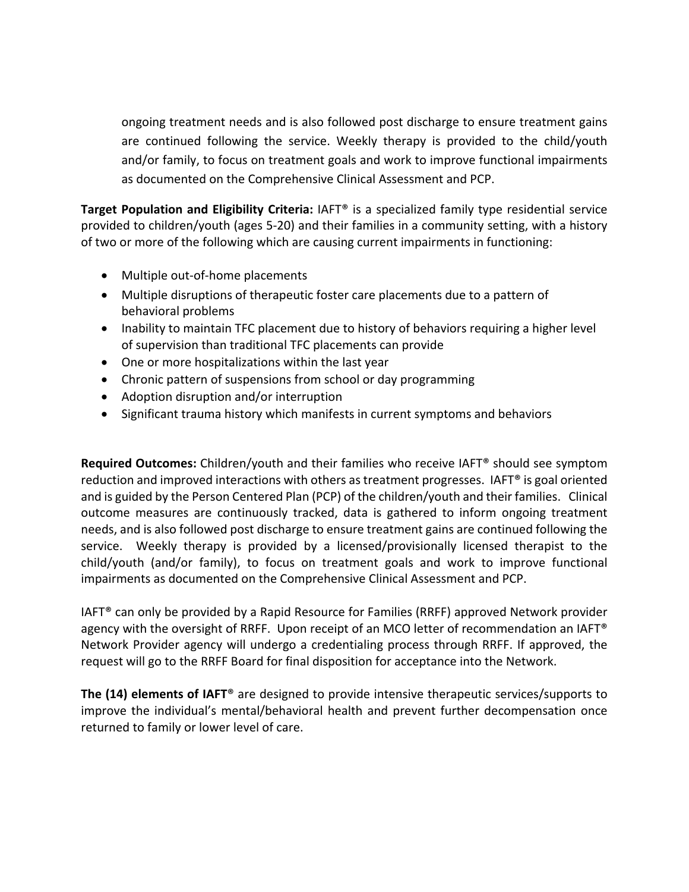ongoing treatment needs and is also followed post discharge to ensure treatment gains are continued following the service. Weekly therapy is provided to the child/youth and/or family, to focus on treatment goals and work to improve functional impairments as documented on the Comprehensive Clinical Assessment and PCP.

**Target Population and Eligibility Criteria:** IAFT® is a specialized family type residential service provided to children/youth (ages 5-20) and their families in a community setting, with a history of two or more of the following which are causing current impairments in functioning:

- Multiple out-of-home placements
- Multiple disruptions of therapeutic foster care placements due to a pattern of behavioral problems
- Inability to maintain TFC placement due to history of behaviors requiring a higher level of supervision than traditional TFC placements can provide
- One or more hospitalizations within the last year
- Chronic pattern of suspensions from school or day programming
- Adoption disruption and/or interruption
- Significant trauma history which manifests in current symptoms and behaviors

**Required Outcomes:** Children/youth and their families who receive IAFT® should see symptom reduction and improved interactions with others as treatment progresses. IAFT® is goal oriented and is guided by the Person Centered Plan (PCP) of the children/youth and their families. Clinical outcome measures are continuously tracked, data is gathered to inform ongoing treatment needs, and is also followed post discharge to ensure treatment gains are continued following the service. Weekly therapy is provided by a licensed/provisionally licensed therapist to the child/youth (and/or family), to focus on treatment goals and work to improve functional impairments as documented on the Comprehensive Clinical Assessment and PCP.

IAFT® can only be provided by a Rapid Resource for Families (RRFF) approved Network provider agency with the oversight of RRFF. Upon receipt of an MCO letter of recommendation an IAFT® Network Provider agency will undergo a credentialing process through RRFF. If approved, the request will go to the RRFF Board for final disposition for acceptance into the Network.

**The (14) elements of IAFT®** are designed to provide intensive therapeutic services/supports to improve the individual's mental/behavioral health and prevent further decompensation once returned to family or lower level of care.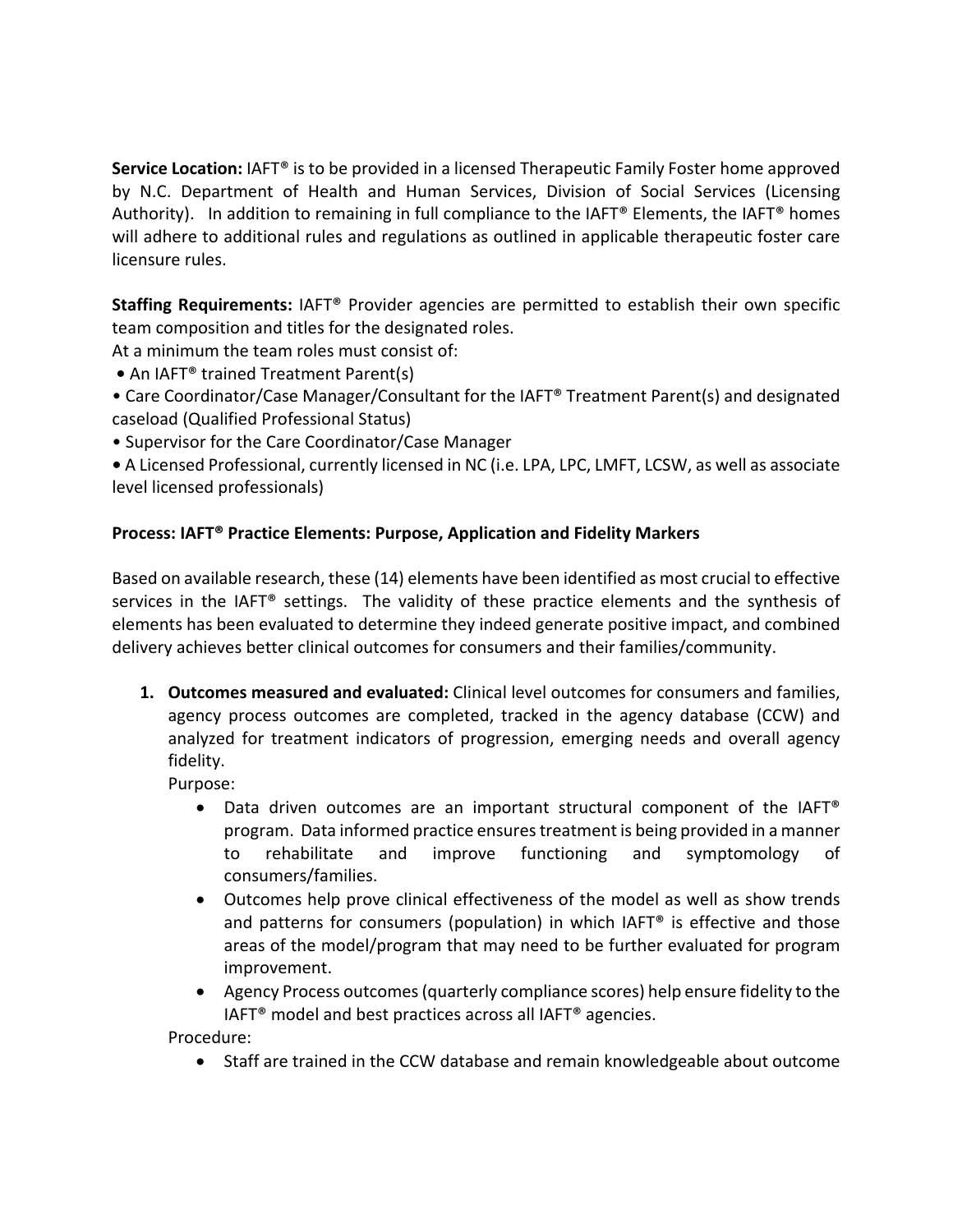**Service Location:** IAFT® is to be provided in a licensed Therapeutic Family Foster home approved by N.C. Department of Health and Human Services, Division of Social Services (Licensing Authority). In addition to remaining in full compliance to the IAFT® Elements, the IAFT® homes will adhere to additional rules and regulations as outlined in applicable therapeutic foster care licensure rules.

**Staffing Requirements:** IAFT® Provider agencies are permitted to establish their own specific team composition and titles for the designated roles.

At a minimum the team roles must consist of:

- An IAFT® trained Treatment Parent(s)
- Care Coordinator/Case Manager/Consultant for the IAFT® Treatment Parent(s) and designated caseload (Qualified Professional Status)
- Supervisor for the Care Coordinator/Case Manager
- A Licensed Professional, currently licensed in NC (i.e. LPA, LPC, LMFT, LCSW, as well as associate level licensed professionals)

**Process: IAFT® Practice Elements: Purpose, Application and Fidelity Markers**

Based on available research, these (14) elements have been identified as most crucial to effective services in the IAFT® settings. The validity of these practice elements and the synthesis of elements has been evaluated to determine they indeed generate positive impact, and combined delivery achieves better clinical outcomes for consumers and their families/community.

1. **Outcomes measured and evaluated:** Clinical level outcomes for consumers and families, agency process outcomes are completed, tracked in the agency database (CCW) and analyzed for treatment indicators of progression, emerging needs and overall agency fidelity.

   Purpose:

   - Data driven outcomes are an important structural component of the IAFT® program. Data informed practice ensures treatment is being provided in a manner to rehabilitate and improve functioning and symptomology of consumers/families.
   - Outcomes help prove clinical effectiveness of the model as well as show trends and patterns for consumers (population) in which IAFT® is effective and those areas of the model/program that may need to be further evaluated for program improvement.
   - Agency Process outcomes (quarterly compliance scores) help ensure fidelity to the IAFT® model and best practices across all IAFT® agencies.

   Procedure:

   - Staff are trained in the CCW database and remain knowledgeable about outcome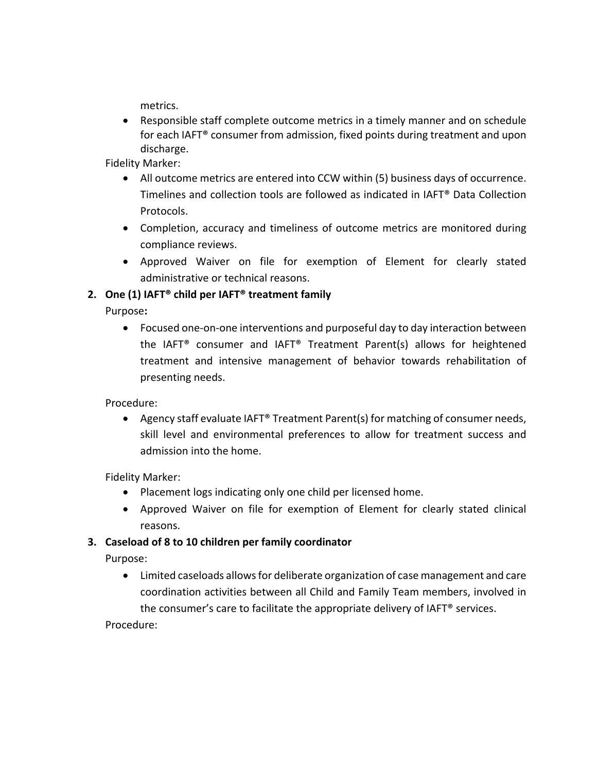metrics.

- Responsible staff complete outcome metrics in a timely manner and on schedule for each IAFT® consumer from admission, fixed points during treatment and upon discharge.

Fidelity Marker:

- All outcome metrics are entered into CCW within (5) business days of occurrence. Timelines and collection tools are followed as indicated in IAFT® Data Collection Protocols.
- Completion, accuracy and timeliness of outcome metrics are monitored during compliance reviews.
- Approved Waiver on file for exemption of Element for clearly stated administrative or technical reasons.

**2. One (1) IAFT® child per IAFT® treatment family**

Purpose**:**

- Focused one-on-one interventions and purposeful day to day interaction between the IAFT® consumer and IAFT® Treatment Parent(s) allows for heightened treatment and intensive management of behavior towards rehabilitation of presenting needs.

Procedure:

- Agency staff evaluate IAFT® Treatment Parent(s) for matching of consumer needs, skill level and environmental preferences to allow for treatment success and admission into the home.

Fidelity Marker:

- Placement logs indicating only one child per licensed home.
- Approved Waiver on file for exemption of Element for clearly stated clinical reasons.

**3. Caseload of 8 to 10 children per family coordinator**

Purpose:

- Limited caseloads allows for deliberate organization of case management and care coordination activities between all Child and Family Team members, involved in the consumer's care to facilitate the appropriate delivery of IAFT® services.

Procedure: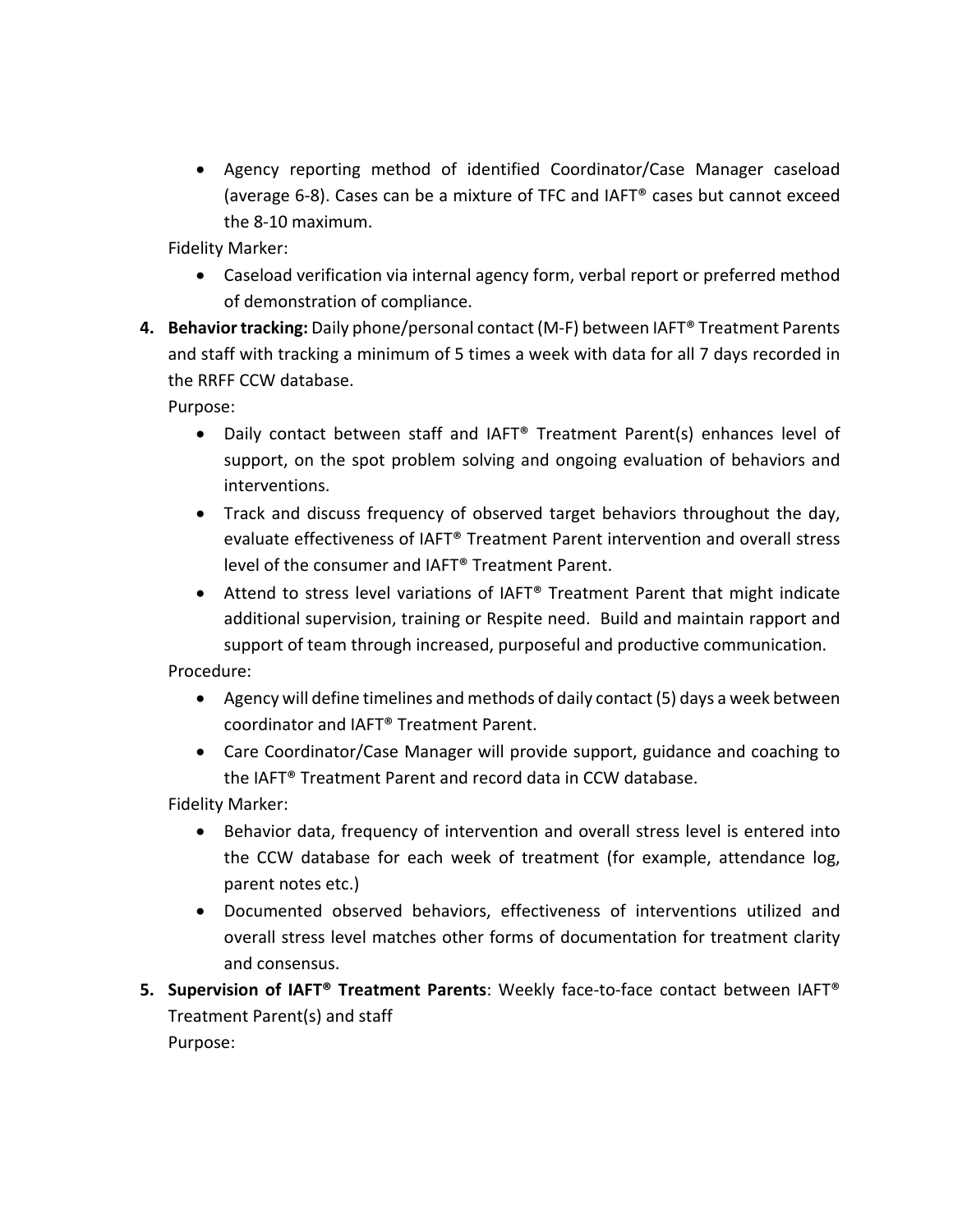- Agency reporting method of identified Coordinator/Case Manager caseload (average 6-8). Cases can be a mixture of TFC and IAFT® cases but cannot exceed the 8-10 maximum.

Fidelity Marker:

- Caseload verification via internal agency form, verbal report or preferred method of demonstration of compliance.

4. **Behavior tracking:** Daily phone/personal contact (M-F) between IAFT® Treatment Parents and staff with tracking a minimum of 5 times a week with data for all 7 days recorded in the RRFF CCW database.

   Purpose:

   - Daily contact between staff and IAFT® Treatment Parent(s) enhances level of support, on the spot problem solving and ongoing evaluation of behaviors and interventions.
   - Track and discuss frequency of observed target behaviors throughout the day, evaluate effectiveness of IAFT® Treatment Parent intervention and overall stress level of the consumer and IAFT® Treatment Parent.
   - Attend to stress level variations of IAFT® Treatment Parent that might indicate additional supervision, training or Respite need. Build and maintain rapport and support of team through increased, purposeful and productive communication.

   Procedure:

   - Agency will define timelines and methods of daily contact (5) days a week between coordinator and IAFT® Treatment Parent.
   - Care Coordinator/Case Manager will provide support, guidance and coaching to the IAFT® Treatment Parent and record data in CCW database.

   Fidelity Marker:

   - Behavior data, frequency of intervention and overall stress level is entered into the CCW database for each week of treatment (for example, attendance log, parent notes etc.)
   - Documented observed behaviors, effectiveness of interventions utilized and overall stress level matches other forms of documentation for treatment clarity and consensus.

5. **Supervision of IAFT® Treatment Parents**: Weekly face-to-face contact between IAFT® Treatment Parent(s) and staff

   Purpose: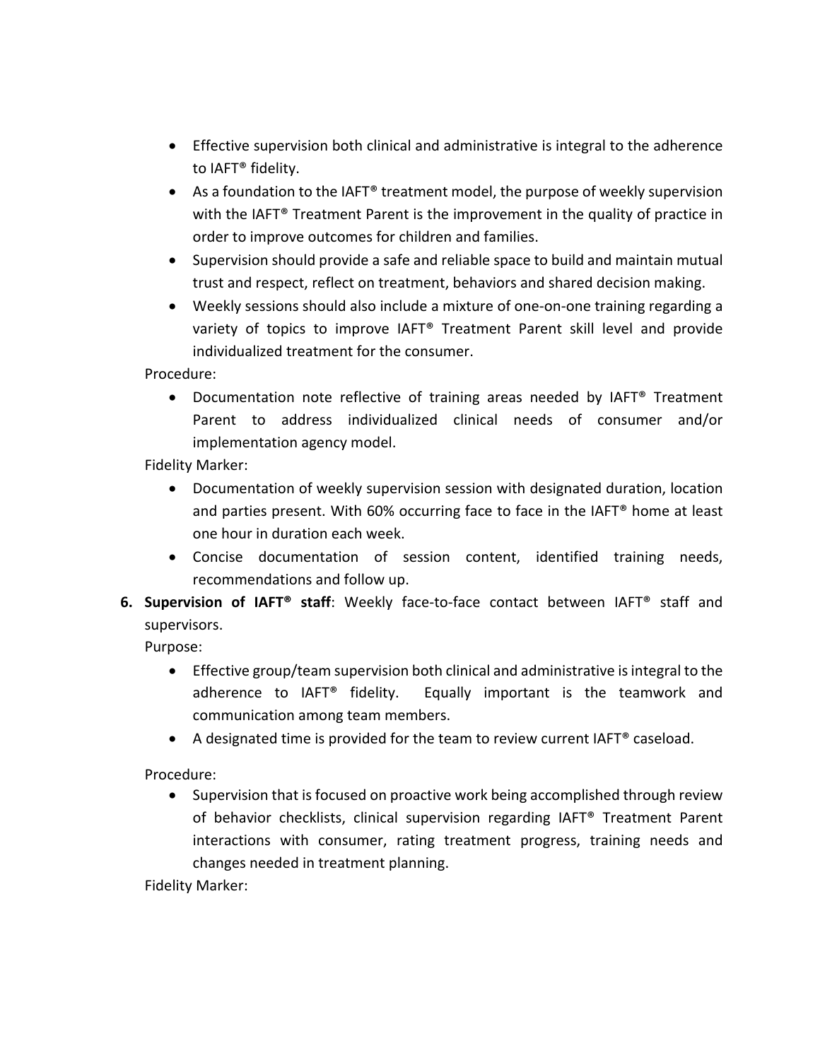- Effective supervision both clinical and administrative is integral to the adherence to IAFT® fidelity.
- As a foundation to the IAFT® treatment model, the purpose of weekly supervision with the IAFT® Treatment Parent is the improvement in the quality of practice in order to improve outcomes for children and families.
- Supervision should provide a safe and reliable space to build and maintain mutual trust and respect, reflect on treatment, behaviors and shared decision making.
- Weekly sessions should also include a mixture of one-on-one training regarding a variety of topics to improve IAFT® Treatment Parent skill level and provide individualized treatment for the consumer.

Procedure:

- Documentation note reflective of training areas needed by IAFT® Treatment Parent to address individualized clinical needs of consumer and/or implementation agency model.

Fidelity Marker:

- Documentation of weekly supervision session with designated duration, location and parties present. With 60% occurring face to face in the IAFT® home at least one hour in duration each week.
- Concise documentation of session content, identified training needs, recommendations and follow up.

6. **Supervision of IAFT® staff**: Weekly face-to-face contact between IAFT® staff and supervisors.

Purpose:

- Effective group/team supervision both clinical and administrative is integral to the adherence to IAFT® fidelity. Equally important is the teamwork and communication among team members.
- A designated time is provided for the team to review current IAFT® caseload.

Procedure:

- Supervision that is focused on proactive work being accomplished through review of behavior checklists, clinical supervision regarding IAFT® Treatment Parent interactions with consumer, rating treatment progress, training needs and changes needed in treatment planning.

Fidelity Marker: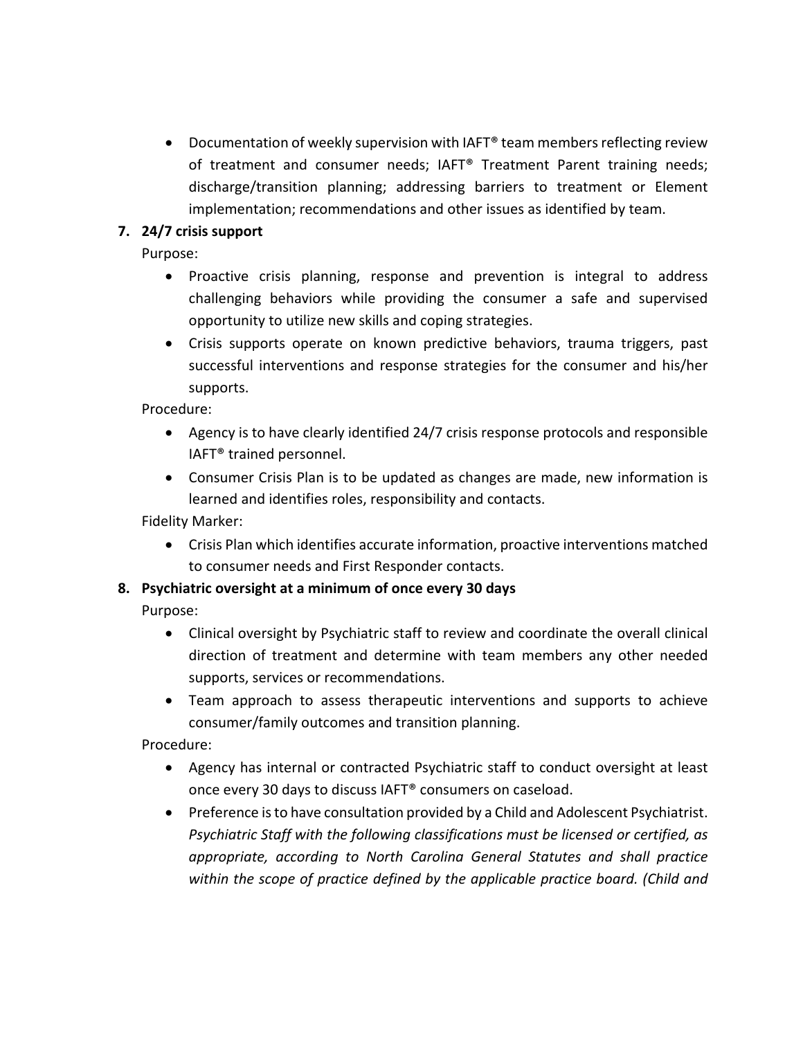- Documentation of weekly supervision with IAFT® team members reflecting review of treatment and consumer needs; IAFT® Treatment Parent training needs; discharge/transition planning; addressing barriers to treatment or Element implementation; recommendations and other issues as identified by team.

**7. 24/7 crisis support**

Purpose:

- Proactive crisis planning, response and prevention is integral to address challenging behaviors while providing the consumer a safe and supervised opportunity to utilize new skills and coping strategies.
- Crisis supports operate on known predictive behaviors, trauma triggers, past successful interventions and response strategies for the consumer and his/her supports.

Procedure:

- Agency is to have clearly identified 24/7 crisis response protocols and responsible IAFT® trained personnel.
- Consumer Crisis Plan is to be updated as changes are made, new information is learned and identifies roles, responsibility and contacts.

Fidelity Marker:

- Crisis Plan which identifies accurate information, proactive interventions matched to consumer needs and First Responder contacts.

**8. Psychiatric oversight at a minimum of once every 30 days**

Purpose:

- Clinical oversight by Psychiatric staff to review and coordinate the overall clinical direction of treatment and determine with team members any other needed supports, services or recommendations.
- Team approach to assess therapeutic interventions and supports to achieve consumer/family outcomes and transition planning.

Procedure:

- Agency has internal or contracted Psychiatric staff to conduct oversight at least once every 30 days to discuss IAFT® consumers on caseload.
- Preference is to have consultation provided by a Child and Adolescent Psychiatrist. *Psychiatric Staff with the following classifications must be licensed or certified, as appropriate, according to North Carolina General Statutes and shall practice within the scope of practice defined by the applicable practice board. (Child and*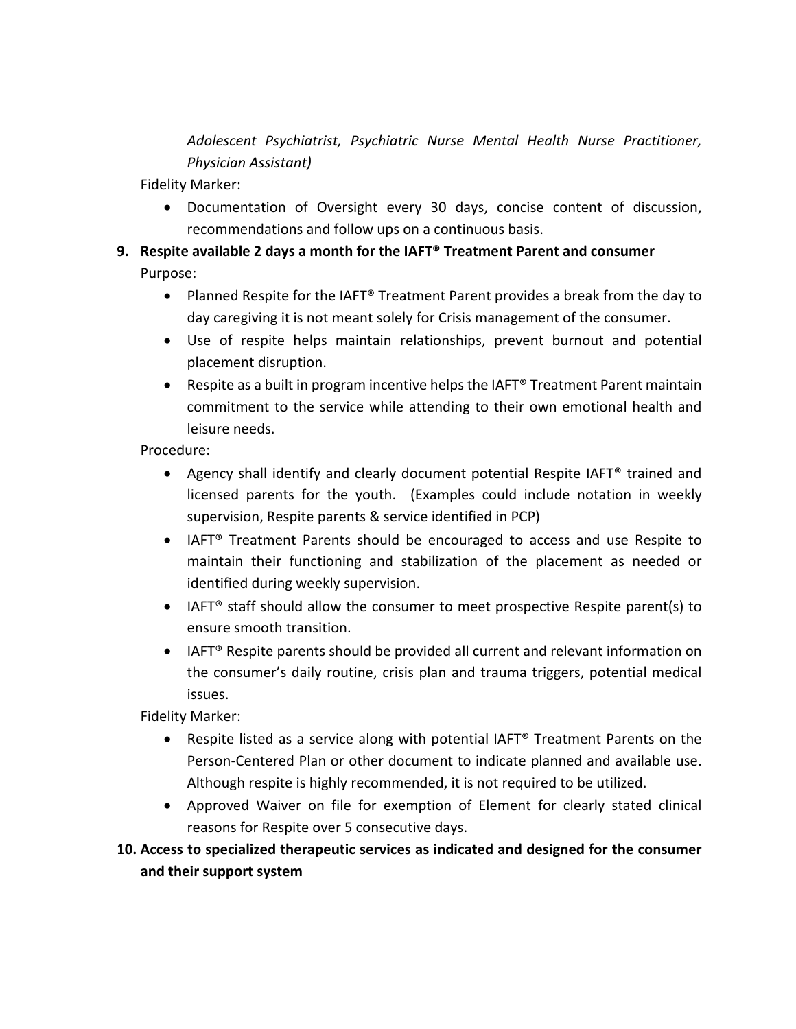*Adolescent Psychiatrist, Psychiatric Nurse Mental Health Nurse Practitioner, Physician Assistant)*

Fidelity Marker:

- Documentation of Oversight every 30 days, concise content of discussion, recommendations and follow ups on a continuous basis.

**9. Respite available 2 days a month for the IAFT® Treatment Parent and consumer**

Purpose:

- Planned Respite for the IAFT® Treatment Parent provides a break from the day to day caregiving it is not meant solely for Crisis management of the consumer.
- Use of respite helps maintain relationships, prevent burnout and potential placement disruption.
- Respite as a built in program incentive helps the IAFT® Treatment Parent maintain commitment to the service while attending to their own emotional health and leisure needs.

Procedure:

- Agency shall identify and clearly document potential Respite IAFT® trained and licensed parents for the youth. (Examples could include notation in weekly supervision, Respite parents & service identified in PCP)
- IAFT® Treatment Parents should be encouraged to access and use Respite to maintain their functioning and stabilization of the placement as needed or identified during weekly supervision.
- IAFT® staff should allow the consumer to meet prospective Respite parent(s) to ensure smooth transition.
- IAFT® Respite parents should be provided all current and relevant information on the consumer's daily routine, crisis plan and trauma triggers, potential medical issues.

Fidelity Marker:

- Respite listed as a service along with potential IAFT® Treatment Parents on the Person-Centered Plan or other document to indicate planned and available use. Although respite is highly recommended, it is not required to be utilized.
- Approved Waiver on file for exemption of Element for clearly stated clinical reasons for Respite over 5 consecutive days.

**10. Access to specialized therapeutic services as indicated and designed for the consumer and their support system**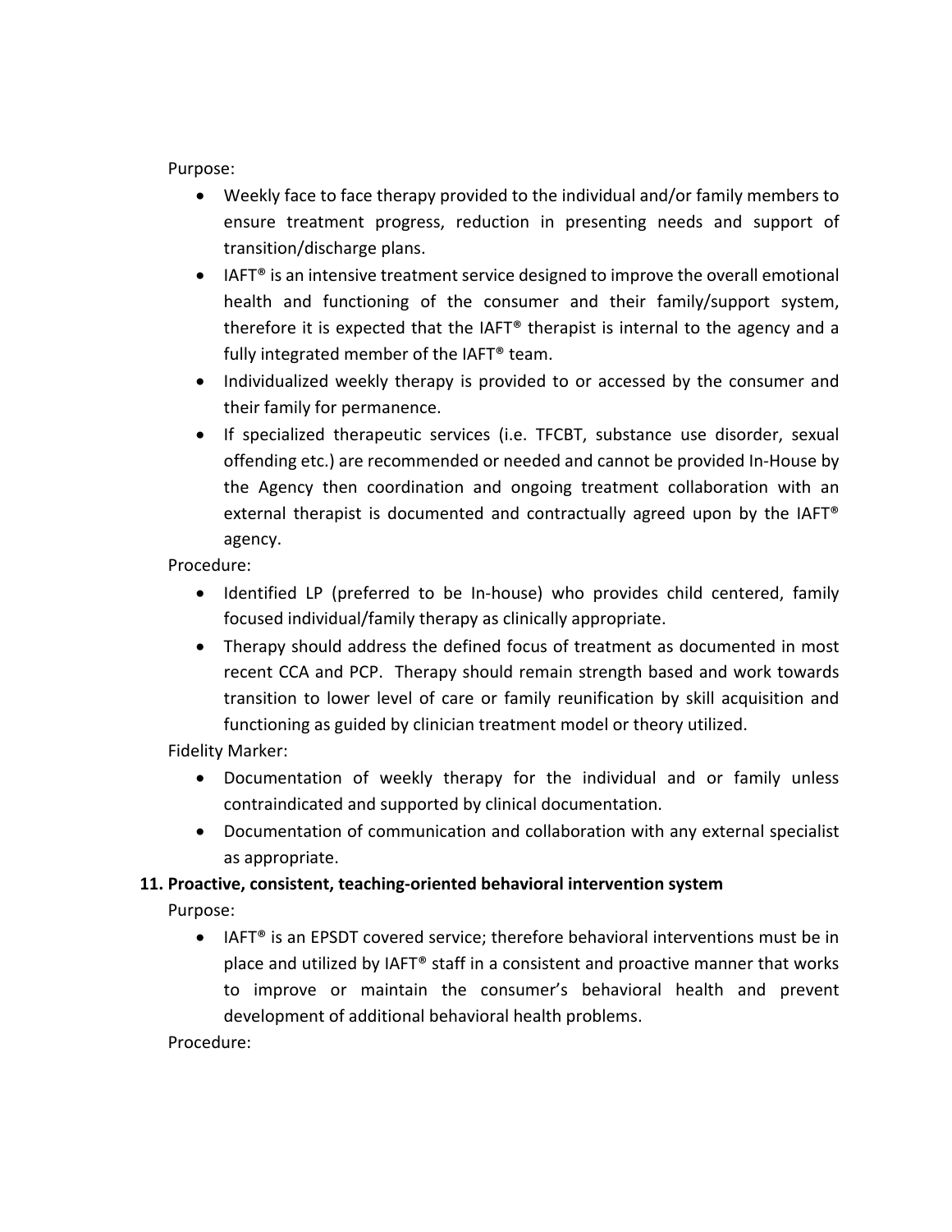Purpose:

- Weekly face to face therapy provided to the individual and/or family members to ensure treatment progress, reduction in presenting needs and support of transition/discharge plans.
- IAFT® is an intensive treatment service designed to improve the overall emotional health and functioning of the consumer and their family/support system, therefore it is expected that the IAFT® therapist is internal to the agency and a fully integrated member of the IAFT® team.
- Individualized weekly therapy is provided to or accessed by the consumer and their family for permanence.
- If specialized therapeutic services (i.e. TFCBT, substance use disorder, sexual offending etc.) are recommended or needed and cannot be provided In-House by the Agency then coordination and ongoing treatment collaboration with an external therapist is documented and contractually agreed upon by the IAFT® agency.

Procedure:

- Identified LP (preferred to be In-house) who provides child centered, family focused individual/family therapy as clinically appropriate.
- Therapy should address the defined focus of treatment as documented in most recent CCA and PCP. Therapy should remain strength based and work towards transition to lower level of care or family reunification by skill acquisition and functioning as guided by clinician treatment model or theory utilized.

Fidelity Marker:

- Documentation of weekly therapy for the individual and or family unless contraindicated and supported by clinical documentation.
- Documentation of communication and collaboration with any external specialist as appropriate.

**11. Proactive, consistent, teaching-oriented behavioral intervention system**

Purpose:

- IAFT® is an EPSDT covered service; therefore behavioral interventions must be in place and utilized by IAFT® staff in a consistent and proactive manner that works to improve or maintain the consumer's behavioral health and prevent development of additional behavioral health problems.

Procedure: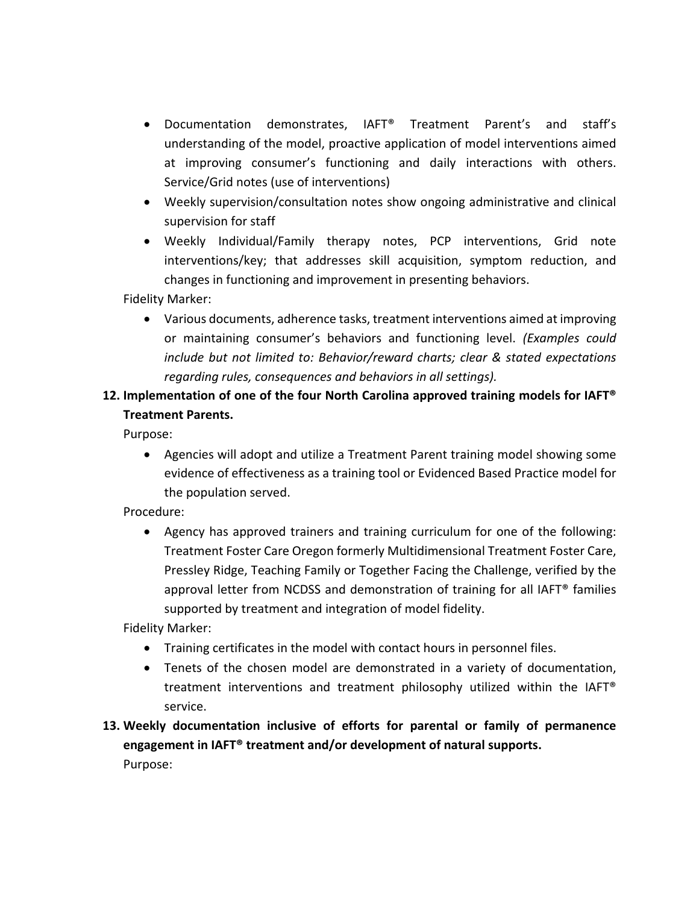- Documentation demonstrates, IAFT® Treatment Parent's and staff's understanding of the model, proactive application of model interventions aimed at improving consumer's functioning and daily interactions with others. Service/Grid notes (use of interventions)
- Weekly supervision/consultation notes show ongoing administrative and clinical supervision for staff
- Weekly Individual/Family therapy notes, PCP interventions, Grid note interventions/key; that addresses skill acquisition, symptom reduction, and changes in functioning and improvement in presenting behaviors.

Fidelity Marker:

- Various documents, adherence tasks, treatment interventions aimed at improving or maintaining consumer's behaviors and functioning level. *(Examples could include but not limited to: Behavior/reward charts; clear & stated expectations regarding rules, consequences and behaviors in all settings).*

**12. Implementation of one of the four North Carolina approved training models for IAFT® Treatment Parents.**

Purpose:

- Agencies will adopt and utilize a Treatment Parent training model showing some evidence of effectiveness as a training tool or Evidenced Based Practice model for the population served.

Procedure:

- Agency has approved trainers and training curriculum for one of the following: Treatment Foster Care Oregon formerly Multidimensional Treatment Foster Care, Pressley Ridge, Teaching Family or Together Facing the Challenge, verified by the approval letter from NCDSS and demonstration of training for all IAFT® families supported by treatment and integration of model fidelity.

Fidelity Marker:

- Training certificates in the model with contact hours in personnel files.
- Tenets of the chosen model are demonstrated in a variety of documentation, treatment interventions and treatment philosophy utilized within the IAFT® service.

**13. Weekly documentation inclusive of efforts for parental or family of permanence engagement in IAFT® treatment and/or development of natural supports.**

Purpose: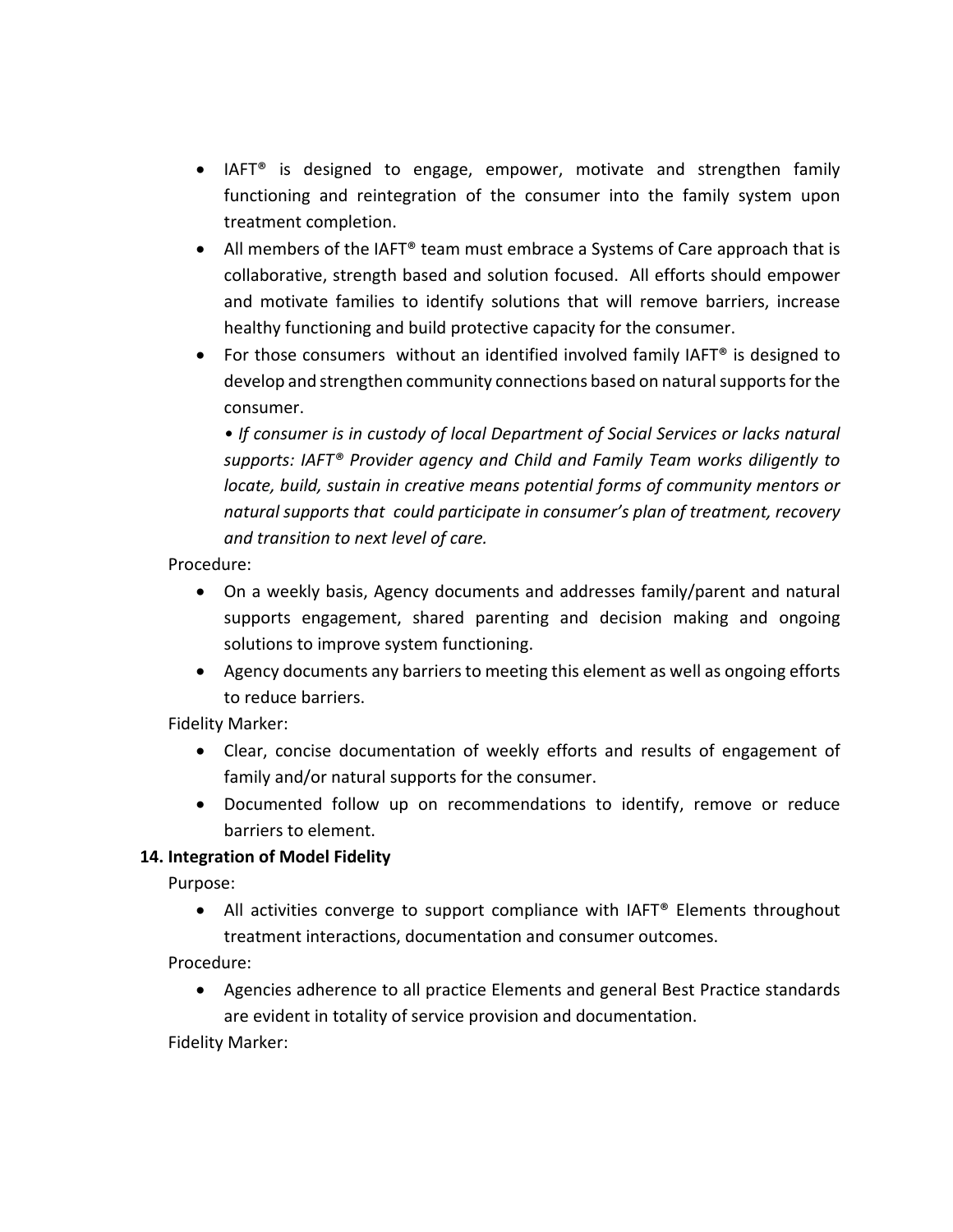- IAFT® is designed to engage, empower, motivate and strengthen family functioning and reintegration of the consumer into the family system upon treatment completion.
- All members of the IAFT® team must embrace a Systems of Care approach that is collaborative, strength based and solution focused. All efforts should empower and motivate families to identify solutions that will remove barriers, increase healthy functioning and build protective capacity for the consumer.
- For those consumers without an identified involved family IAFT® is designed to develop and strengthen community connections based on natural supports for the consumer.

  *• If consumer is in custody of local Department of Social Services or lacks natural supports: IAFT® Provider agency and Child and Family Team works diligently to locate, build, sustain in creative means potential forms of community mentors or natural supports that could participate in consumer's plan of treatment, recovery and transition to next level of care.*

Procedure:

- On a weekly basis, Agency documents and addresses family/parent and natural supports engagement, shared parenting and decision making and ongoing solutions to improve system functioning.
- Agency documents any barriers to meeting this element as well as ongoing efforts to reduce barriers.

Fidelity Marker:

- Clear, concise documentation of weekly efforts and results of engagement of family and/or natural supports for the consumer.
- Documented follow up on recommendations to identify, remove or reduce barriers to element.

**14. Integration of Model Fidelity**

Purpose:

- All activities converge to support compliance with IAFT® Elements throughout treatment interactions, documentation and consumer outcomes.

Procedure:

- Agencies adherence to all practice Elements and general Best Practice standards are evident in totality of service provision and documentation.

Fidelity Marker: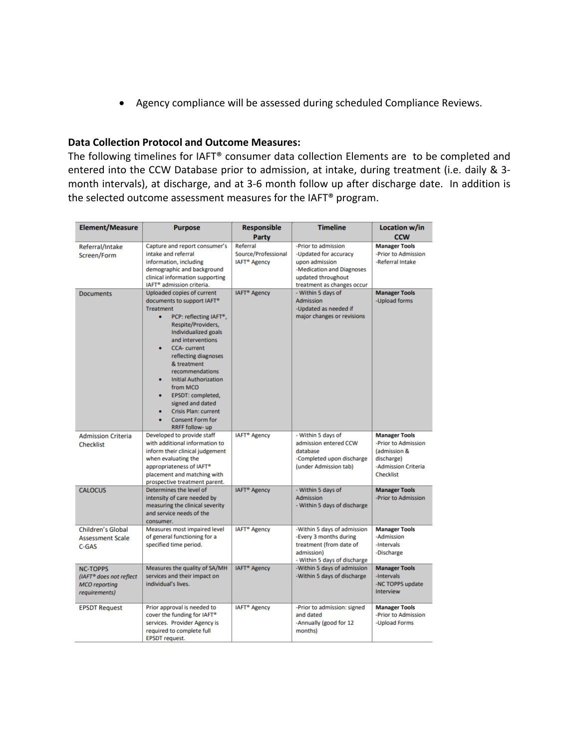- Agency compliance will be assessed during scheduled Compliance Reviews.

**Data Collection Protocol and Outcome Measures:**
The following timelines for IAFT® consumer data collection Elements are to be completed and entered into the CCW Database prior to admission, at intake, during treatment (i.e. daily & 3-month intervals), at discharge, and at 3-6 month follow up after discharge date. In addition is the selected outcome assessment measures for the IAFT® program.

| Element/Measure | Purpose | Responsible Party | Timeline | Location w/in CCW |
|---|---|---|---|---|
| Referral/Intake Screen/Form | Capture and report consumer's intake and referral information, including demographic and background clinical information supporting IAFT® admission criteria. | Referral Source/Professional IAFT® Agency | -Prior to admission<br>-Updated for accuracy upon admission<br>-Medication and Diagnoses updated throughout treatment as changes occur | **Manager Tools**<br>-Prior to Admission<br>-Referral Intake |
| Documents | Uploaded copies of current documents to support IAFT® Treatment<br>• PCP: reflecting IAFT®, Respite/Providers, Individualized goals and interventions<br>• CCA- current reflecting diagnoses & treatment recommendations<br>• Initial Authorization from MCO<br>• EPSDT: completed, signed and dated<br>• Crisis Plan: current<br>• Consent Form for RRFF follow- up | IAFT® Agency | - Within 5 days of Admission<br>-Updated as needed if major changes or revisions | **Manager Tools**<br>-Upload forms |
| Admission Criteria Checklist | Developed to provide staff with additional information to inform their clinical judgement when evaluating the appropriateness of IAFT® placement and matching with prospective treatment parent. | IAFT® Agency | - Within 5 days of admission entered CCW database<br>-Completed upon discharge (under Admission tab) | **Manager Tools**<br>-Prior to Admission (admission & discharge)<br>-Admission Criteria Checklist |
| CALOCUS | Determines the level of intensity of care needed by measuring the clinical severity and service needs of the consumer. | IAFT® Agency | - Within 5 days of Admission<br>- Within 5 days of discharge | **Manager Tools**<br>-Prior to Admission |
| Children's Global Assessment Scale C-GAS | Measures most impaired level of general functioning for a specified time period. | IAFT® Agency | -Within 5 days of admission<br>-Every 3 months during treatment (from date of admission)<br>- Within 5 days of discharge | **Manager Tools**<br>-Admission<br>-Intervals<br>-Discharge |
| NC-TOPPS<br>*(IAFT® does not reflect MCO reporting requirements)* | Measures the quality of SA/MH services and their impact on individual's lives. | IAFT® Agency | -Within 5 days of admission<br>-Within 5 days of discharge | **Manager Tools**<br>-Intervals<br>-NC TOPPS update Interview |
| EPSDT Request | Prior approval is needed to cover the funding for IAFT® services. Provider Agency is required to complete full EPSDT request. | IAFT® Agency | -Prior to admission: signed and dated<br>-Annually (good for 12 months) | **Manager Tools**<br>-Prior to Admission<br>-Upload Forms |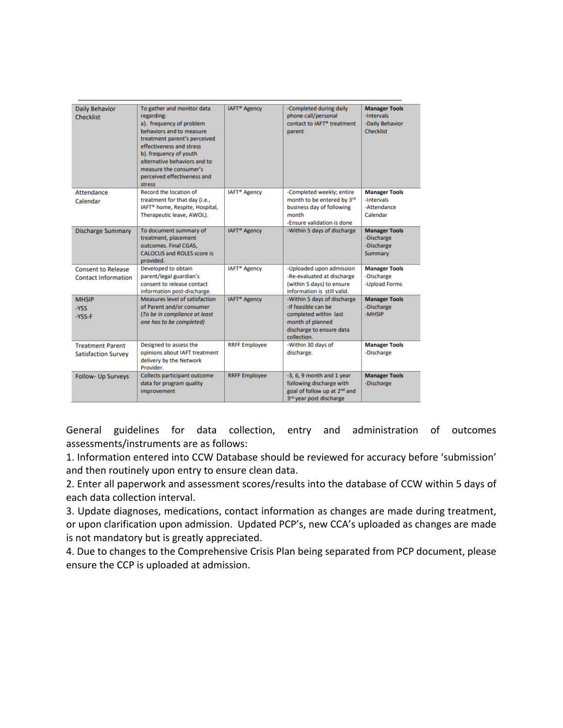| | | | | |
|---|---|---|---|---|
| Daily Behavior Checklist | To gather and monitor data regarding:<br>a). frequency of problem behaviors and to measure treatment parent's perceived effectiveness and stress<br>b). frequency of youth alternative behaviors and to measure the consumer's perceived effectiveness and stress | IAFT® Agency | -Completed during daily phone call/personal contact to IAFT® treatment parent | **Manager Tools**<br>-Intervals<br>-Daily Behavior Checklist |
| Attendance Calendar | Record the location of treatment for that day (i.e., IAFT® home, Respite, Hospital, Therapeutic leave, AWOL). | IAFT® Agency | -Completed weekly; entire month to be entered by 3rd business day of following month<br>-Ensure validation is done | **Manager Tools**<br>-Intervals<br>-Attendance Calendar |
| Discharge Summary | To document summary of treatment, placement outcomes. Final CGAS, CALOCUS and ROLES score is provided. | IAFT® Agency | -Within 5 days of discharge | **Manager Tools**<br>-Discharge<br>-Discharge Summary |
| Consent to Release Contact Information | Developed to obtain parent/legal guardian's consent to release contact information post-discharge. | IAFT® Agency | -Uploaded upon admission<br>-Re-evaluated at discharge (within 5 days) to ensure information is still valid. | **Manager Tools**<br>-Discharge<br>-Upload Forms |
| MHSIP<br>-YSS<br>-YSS-F | Measures level of satisfaction of Parent and/or consumer *(To be in compliance at least one has to be completed)* | IAFT® Agency | -Within 5 days of discharge<br>-If feasible can be completed within last month of planned discharge to ensure data collection. | **Manager Tools**<br>-Discharge<br>-MHSIP |
| Treatment Parent Satisfaction Survey | Designed to assess the opinions about IAFT treatment delivery by the Network Provider. | RRFF Employee | -Within 30 days of discharge. | **Manager Tools**<br>-Discharge |
| Follow- Up Surveys | Collects participant outcome data for program quality improvement | RRFF Employee | -3, 6, 9 month and 1 year following discharge with goal of follow up at 2nd and 3rd year post discharge | **Manager Tools**<br>-Discharge |

General guidelines for data collection, entry and administration of outcomes assessments/instruments are as follows:

1. Information entered into CCW Database should be reviewed for accuracy before 'submission' and then routinely upon entry to ensure clean data.
2. Enter all paperwork and assessment scores/results into the database of CCW within 5 days of each data collection interval.
3. Update diagnoses, medications, contact information as changes are made during treatment, or upon clarification upon admission. Updated PCP's, new CCA's uploaded as changes are made is not mandatory but is greatly appreciated.
4. Due to changes to the Comprehensive Crisis Plan being separated from PCP document, please ensure the CCP is uploaded at admission.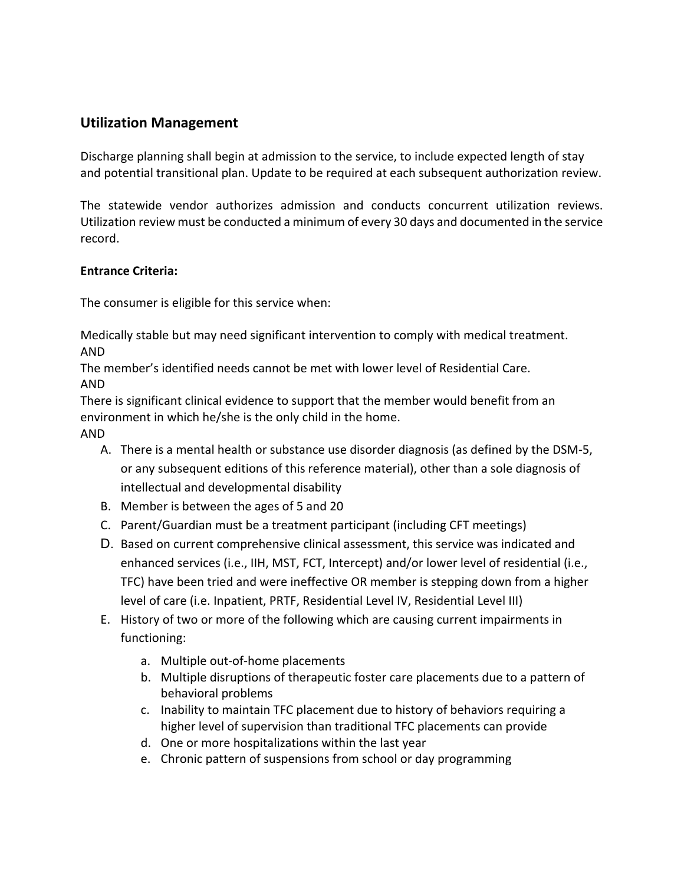## Utilization Management

Discharge planning shall begin at admission to the service, to include expected length of stay and potential transitional plan. Update to be required at each subsequent authorization review.

The statewide vendor authorizes admission and conducts concurrent utilization reviews. Utilization review must be conducted a minimum of every 30 days and documented in the service record.

**Entrance Criteria:**

The consumer is eligible for this service when:

Medically stable but may need significant intervention to comply with medical treatment.
AND
The member's identified needs cannot be met with lower level of Residential Care.
AND
There is significant clinical evidence to support that the member would benefit from an environment in which he/she is the only child in the home.
AND

A. There is a mental health or substance use disorder diagnosis (as defined by the DSM-5, or any subsequent editions of this reference material), other than a sole diagnosis of intellectual and developmental disability
B. Member is between the ages of 5 and 20
C. Parent/Guardian must be a treatment participant (including CFT meetings)
D. Based on current comprehensive clinical assessment, this service was indicated and enhanced services (i.e., IIH, MST, FCT, Intercept) and/or lower level of residential (i.e., TFC) have been tried and were ineffective OR member is stepping down from a higher level of care (i.e. Inpatient, PRTF, Residential Level IV, Residential Level III)
E. History of two or more of the following which are causing current impairments in functioning:
    a. Multiple out-of-home placements
    b. Multiple disruptions of therapeutic foster care placements due to a pattern of behavioral problems
    c. Inability to maintain TFC placement due to history of behaviors requiring a higher level of supervision than traditional TFC placements can provide
    d. One or more hospitalizations within the last year
    e. Chronic pattern of suspensions from school or day programming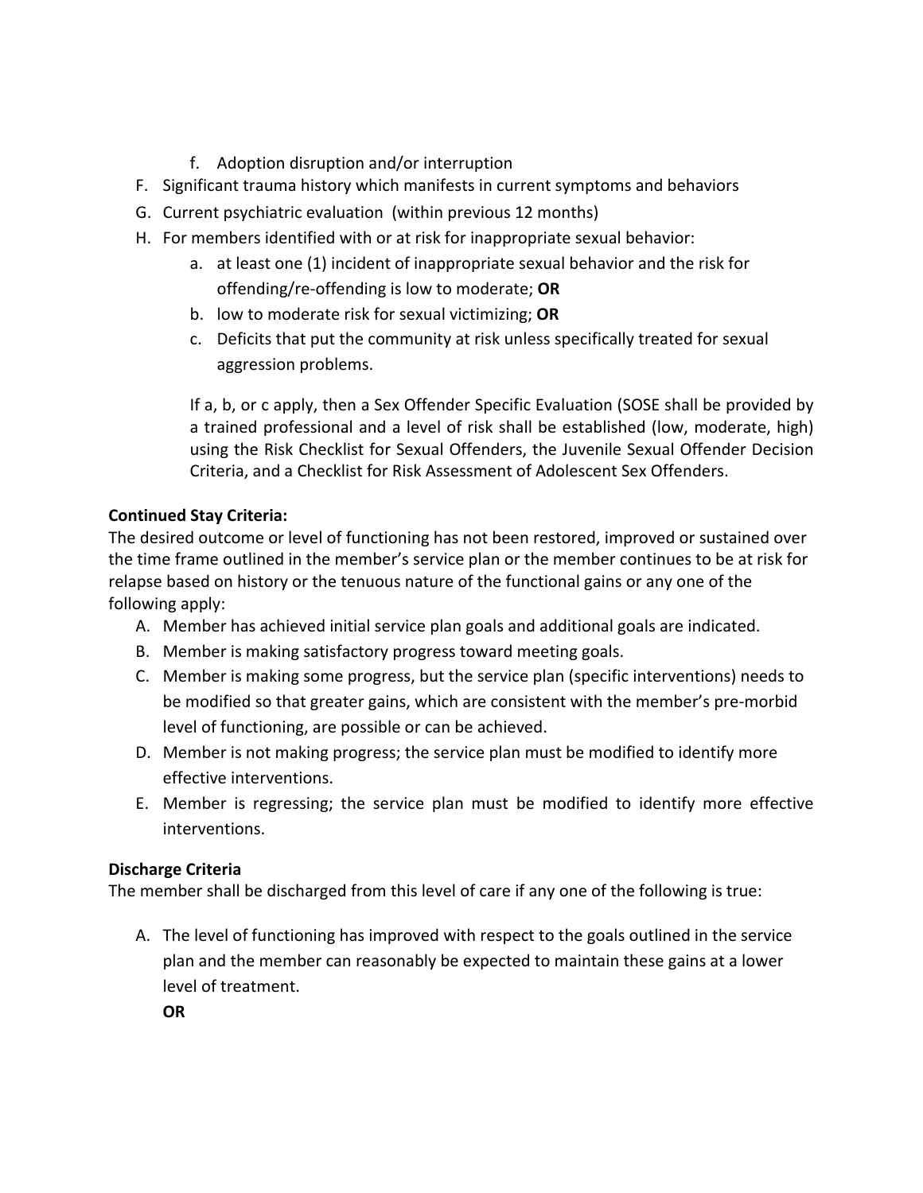f. Adoption disruption and/or interruption

F. Significant trauma history which manifests in current symptoms and behaviors

G. Current psychiatric evaluation (within previous 12 months)

H. For members identified with or at risk for inappropriate sexual behavior:

   a. at least one (1) incident of inappropriate sexual behavior and the risk for offending/re-offending is low to moderate; **OR**

   b. low to moderate risk for sexual victimizing; **OR**

   c. Deficits that put the community at risk unless specifically treated for sexual aggression problems.

   If a, b, or c apply, then a Sex Offender Specific Evaluation (SOSE shall be provided by a trained professional and a level of risk shall be established (low, moderate, high) using the Risk Checklist for Sexual Offenders, the Juvenile Sexual Offender Decision Criteria, and a Checklist for Risk Assessment of Adolescent Sex Offenders.

**Continued Stay Criteria:**

The desired outcome or level of functioning has not been restored, improved or sustained over the time frame outlined in the member's service plan or the member continues to be at risk for relapse based on history or the tenuous nature of the functional gains or any one of the following apply:

A. Member has achieved initial service plan goals and additional goals are indicated.

B. Member is making satisfactory progress toward meeting goals.

C. Member is making some progress, but the service plan (specific interventions) needs to be modified so that greater gains, which are consistent with the member's pre-morbid level of functioning, are possible or can be achieved.

D. Member is not making progress; the service plan must be modified to identify more effective interventions.

E. Member is regressing; the service plan must be modified to identify more effective interventions.

**Discharge Criteria**

The member shall be discharged from this level of care if any one of the following is true:

A. The level of functioning has improved with respect to the goals outlined in the service plan and the member can reasonably be expected to maintain these gains at a lower level of treatment.

   **OR**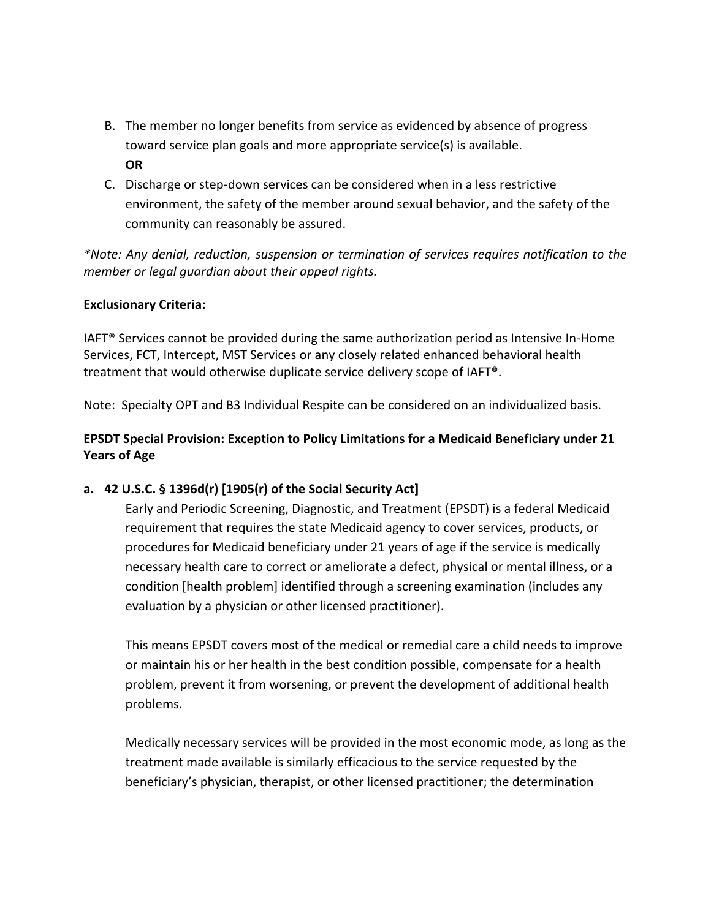B. The member no longer benefits from service as evidenced by absence of progress toward service plan goals and more appropriate service(s) is available.
   **OR**

C. Discharge or step-down services can be considered when in a less restrictive environment, the safety of the member around sexual behavior, and the safety of the community can reasonably be assured.

*\*Note: Any denial, reduction, suspension or termination of services requires notification to the member or legal guardian about their appeal rights.*

**Exclusionary Criteria:**

IAFT® Services cannot be provided during the same authorization period as Intensive In-Home Services, FCT, Intercept, MST Services or any closely related enhanced behavioral health treatment that would otherwise duplicate service delivery scope of IAFT®.

Note: Specialty OPT and B3 Individual Respite can be considered on an individualized basis.

**EPSDT Special Provision: Exception to Policy Limitations for a Medicaid Beneficiary under 21 Years of Age**

**a. 42 U.S.C. § 1396d(r) [1905(r) of the Social Security Act]**

Early and Periodic Screening, Diagnostic, and Treatment (EPSDT) is a federal Medicaid requirement that requires the state Medicaid agency to cover services, products, or procedures for Medicaid beneficiary under 21 years of age if the service is medically necessary health care to correct or ameliorate a defect, physical or mental illness, or a condition [health problem] identified through a screening examination (includes any evaluation by a physician or other licensed practitioner).

This means EPSDT covers most of the medical or remedial care a child needs to improve or maintain his or her health in the best condition possible, compensate for a health problem, prevent it from worsening, or prevent the development of additional health problems.

Medically necessary services will be provided in the most economic mode, as long as the treatment made available is similarly efficacious to the service requested by the beneficiary's physician, therapist, or other licensed practitioner; the determination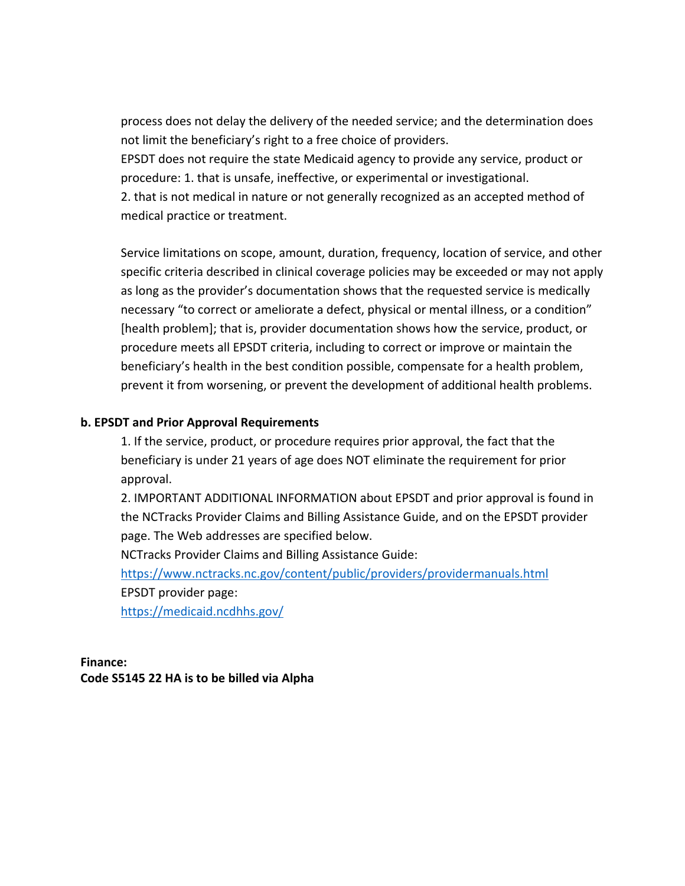process does not delay the delivery of the needed service; and the determination does not limit the beneficiary's right to a free choice of providers.

EPSDT does not require the state Medicaid agency to provide any service, product or procedure: 1. that is unsafe, ineffective, or experimental or investigational.

2. that is not medical in nature or not generally recognized as an accepted method of medical practice or treatment.

Service limitations on scope, amount, duration, frequency, location of service, and other specific criteria described in clinical coverage policies may be exceeded or may not apply as long as the provider's documentation shows that the requested service is medically necessary "to correct or ameliorate a defect, physical or mental illness, or a condition" [health problem]; that is, provider documentation shows how the service, product, or procedure meets all EPSDT criteria, including to correct or improve or maintain the beneficiary's health in the best condition possible, compensate for a health problem, prevent it from worsening, or prevent the development of additional health problems.

**b. EPSDT and Prior Approval Requirements**

1. If the service, product, or procedure requires prior approval, the fact that the beneficiary is under 21 years of age does NOT eliminate the requirement for prior approval.
2. IMPORTANT ADDITIONAL INFORMATION about EPSDT and prior approval is found in the NCTracks Provider Claims and Billing Assistance Guide, and on the EPSDT provider page. The Web addresses are specified below.

NCTracks Provider Claims and Billing Assistance Guide:
https://www.nctracks.nc.gov/content/public/providers/providermanuals.html

EPSDT provider page:
https://medicaid.ncdhhs.gov/

**Finance:**
**Code S5145 22 HA is to be billed via Alpha**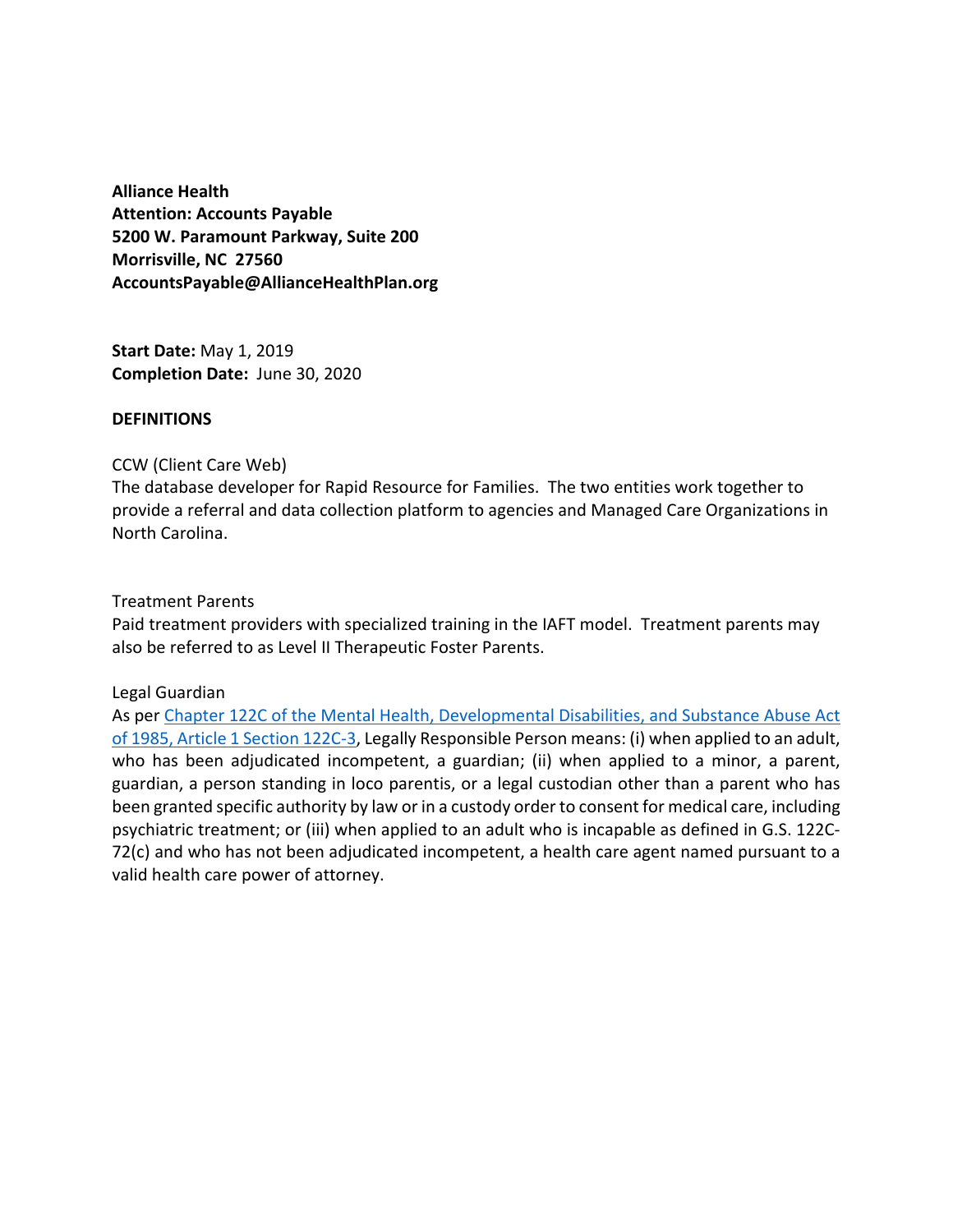**Alliance Health**
**Attention: Accounts Payable**
**5200 W. Paramount Parkway, Suite 200**
**Morrisville, NC 27560**
**AccountsPayable@AllianceHealthPlan.org**

**Start Date:** May 1, 2019
**Completion Date:** June 30, 2020

**DEFINITIONS**

CCW (Client Care Web)
The database developer for Rapid Resource for Families. The two entities work together to provide a referral and data collection platform to agencies and Managed Care Organizations in North Carolina.

Treatment Parents
Paid treatment providers with specialized training in the IAFT model. Treatment parents may also be referred to as Level II Therapeutic Foster Parents.

Legal Guardian
As per Chapter 122C of the Mental Health, Developmental Disabilities, and Substance Abuse Act of 1985, Article 1 Section 122C-3, Legally Responsible Person means: (i) when applied to an adult, who has been adjudicated incompetent, a guardian; (ii) when applied to a minor, a parent, guardian, a person standing in loco parentis, or a legal custodian other than a parent who has been granted specific authority by law or in a custody order to consent for medical care, including psychiatric treatment; or (iii) when applied to an adult who is incapable as defined in G.S. 122C-72(c) and who has not been adjudicated incompetent, a health care agent named pursuant to a valid health care power of attorney.